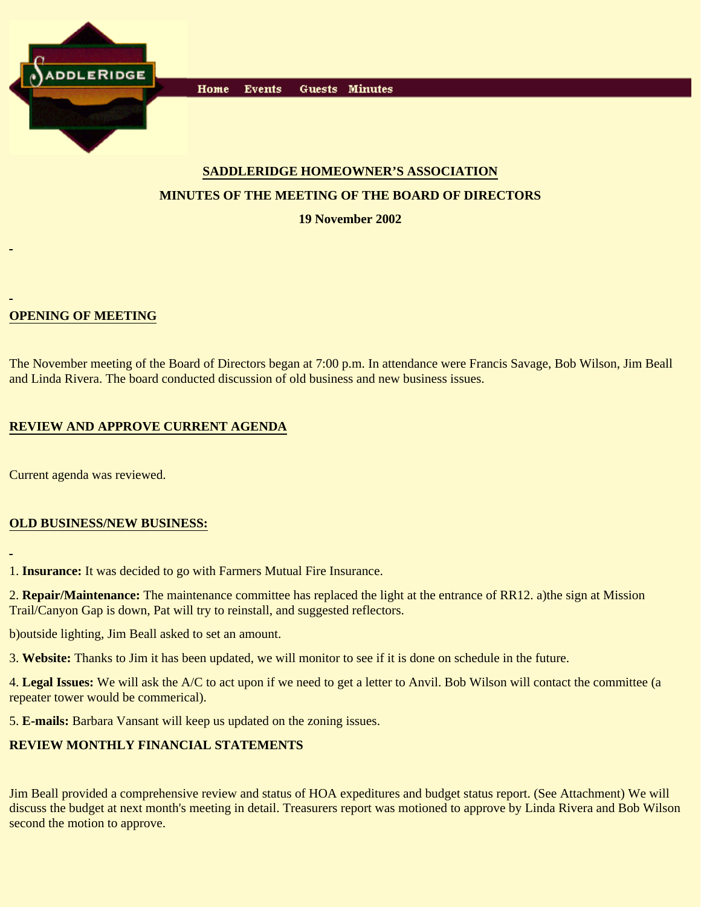SADDLERIDGE

Home Events Guests Minutes

## SADDLERIDGE HOMEOWNER'S ASSOCIATION

## MINUTES OF THE MEETING OF THE BOARD OF DIRECTORS

**19 November 2002**

### OPENING OF MEETING

The November meeting of the Board of Directors began at 7:00 p.m. In attendance were Francis Savage, Bob Wilson, Jim Beall and Linda Rivera. The board conducted discussion of old business and new business issues.

### REVIEW AND APPROVE CURRENT AGENDA

Current agenda was reviewed.

### OLD BUSINESS/NEW BUSINESS:

1. **Insurance:** It was decided to go with Farmers Mutual Fire Insurance.

2. **Repair/Maintenance:** The maintenance committee has replaced the light at the entrance of RR12. a)the sign at Mission Trail/Canyon Gap is down, Pat will try to reinstall, and suggested reflectors.

b)outside lighting, Jim Beall asked to set an amount.

3. **Website:** Thanks to Jim it has been updated, we will monitor to see if it is done on schedule in the future.

4. **Legal Issues:** We will ask the A/C to act upon if we need to get a letter to Anvil. Bob Wilson will contact the committee (a repeater tower would be commerical).

5. **E-mails:** Barbara Vansant will keep us updated on the zoning issues.

**REVIEW MONTHLY FINANCIAL STATEMENTS**

Jim Beall provided a comprehensive review and status of HOA expeditures and budget status report. (See Attachment) We will discuss the budget at next month's meeting in detail. Treasurers report was motioned to approve by Linda Rivera and Bob Wilson second the motion to approve.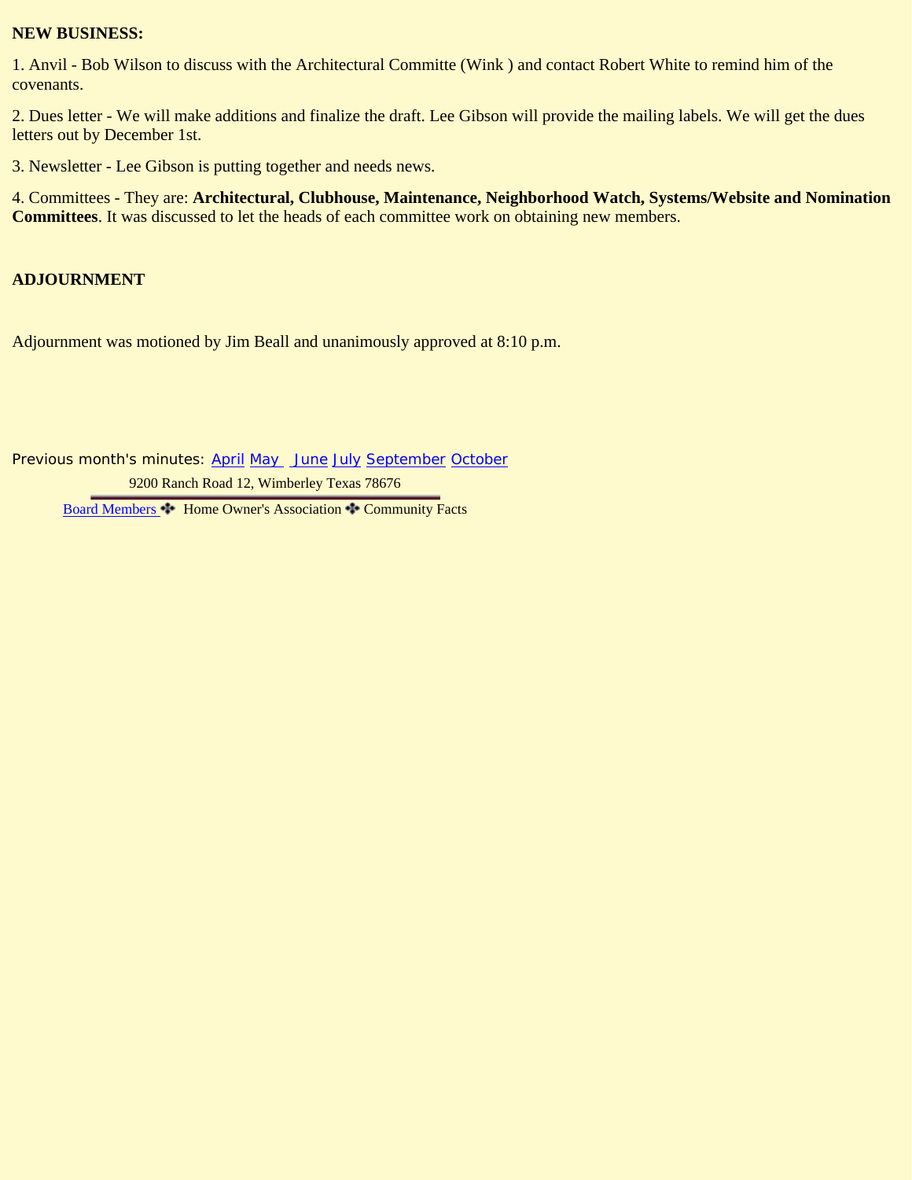**NEW BUSINESS:**

1. Anvil - Bob Wilson to discuss with the Architectural Committe (Wink ) and contact Robert White to remind him of the covenants.

2. Dues letter - We will make additions and finalize the draft. Lee Gibson will provide the mailing labels. We will get the dues letters out by December 1st.

3. Newsletter - Lee Gibson is putting together and needs news.

4. Committees - They are: **Architectural, Clubhouse, Maintenance, Neighborhood Watch, Systems/Website and Nomination Committees**. It was discussed to let the heads of each committee work on obtaining new members.

**ADJOURNMENT**

Adjournment was motioned by Jim Beall and unanimously approved at 8:10 p.m.

Previous month's minutes: April May June July September October

9200 Ranch Road 12, Wimberley Texas 78676

Board Members ✤ Home Owner's Association ✤ Community Facts